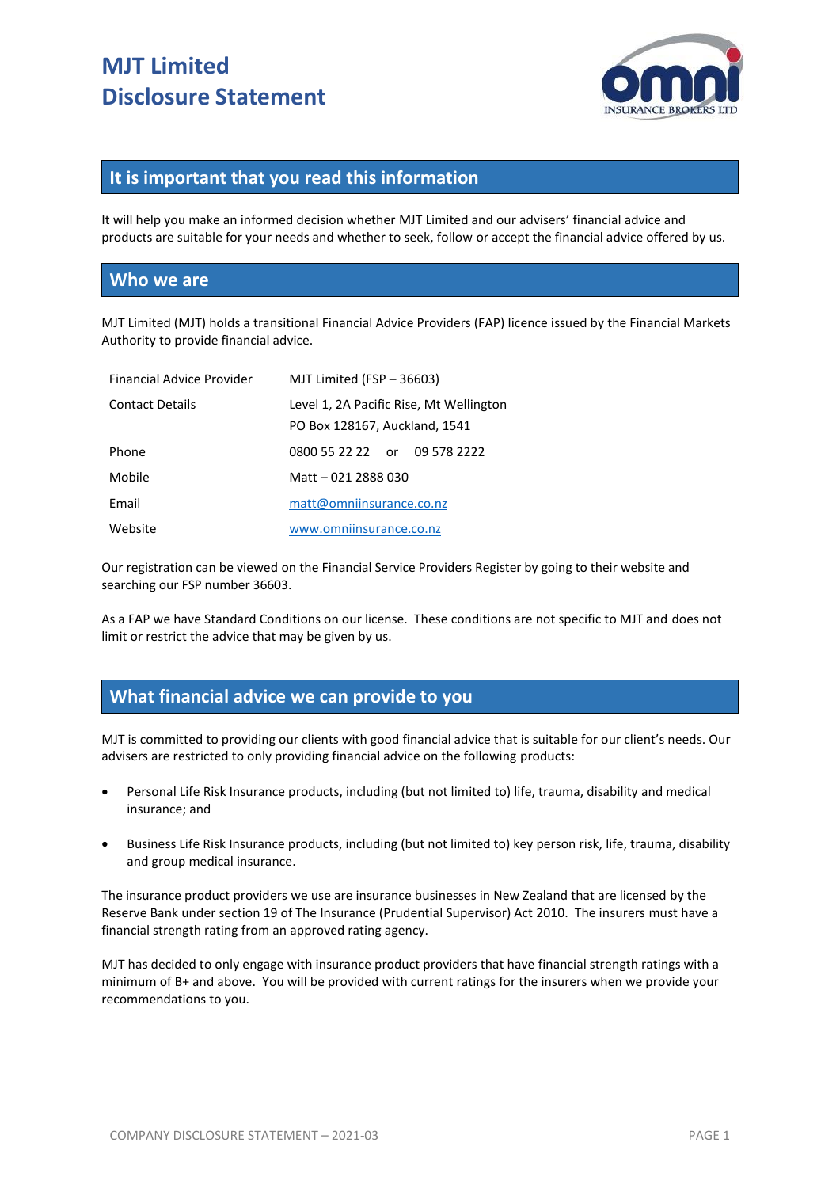# MJT Limited
# Disclosure Statement

## It is important that you read this information

It will help you make an informed decision whether MJT Limited and our advisers' financial advice and products are suitable for your needs and whether to seek, follow or accept the financial advice offered by us.

## Who we are

MJT Limited (MJT) holds a transitional Financial Advice Providers (FAP) licence issued by the Financial Markets Authority to provide financial advice.

| | |
|---|---|
| Financial Advice Provider | MJT Limited (FSP – 36603) |
| Contact Details | Level 1, 2A Pacific Rise, Mt Wellington<br>PO Box 128167, Auckland, 1541 |
| Phone | 0800 55 22 22 or 09 578 2222 |
| Mobile | Matt – 021 2888 030 |
| Email | matt@omniinsurance.co.nz |
| Website | www.omniinsurance.co.nz |

Our registration can be viewed on the Financial Service Providers Register by going to their website and searching our FSP number 36603.

As a FAP we have Standard Conditions on our license. These conditions are not specific to MJT and does not limit or restrict the advice that may be given by us.

## What financial advice we can provide to you

MJT is committed to providing our clients with good financial advice that is suitable for our client's needs. Our advisers are restricted to only providing financial advice on the following products:

- Personal Life Risk Insurance products, including (but not limited to) life, trauma, disability and medical insurance; and
- Business Life Risk Insurance products, including (but not limited to) key person risk, life, trauma, disability and group medical insurance.

The insurance product providers we use are insurance businesses in New Zealand that are licensed by the Reserve Bank under section 19 of The Insurance (Prudential Supervisor) Act 2010. The insurers must have a financial strength rating from an approved rating agency.

MJT has decided to only engage with insurance product providers that have financial strength ratings with a minimum of B+ and above. You will be provided with current ratings for the insurers when we provide your recommendations to you.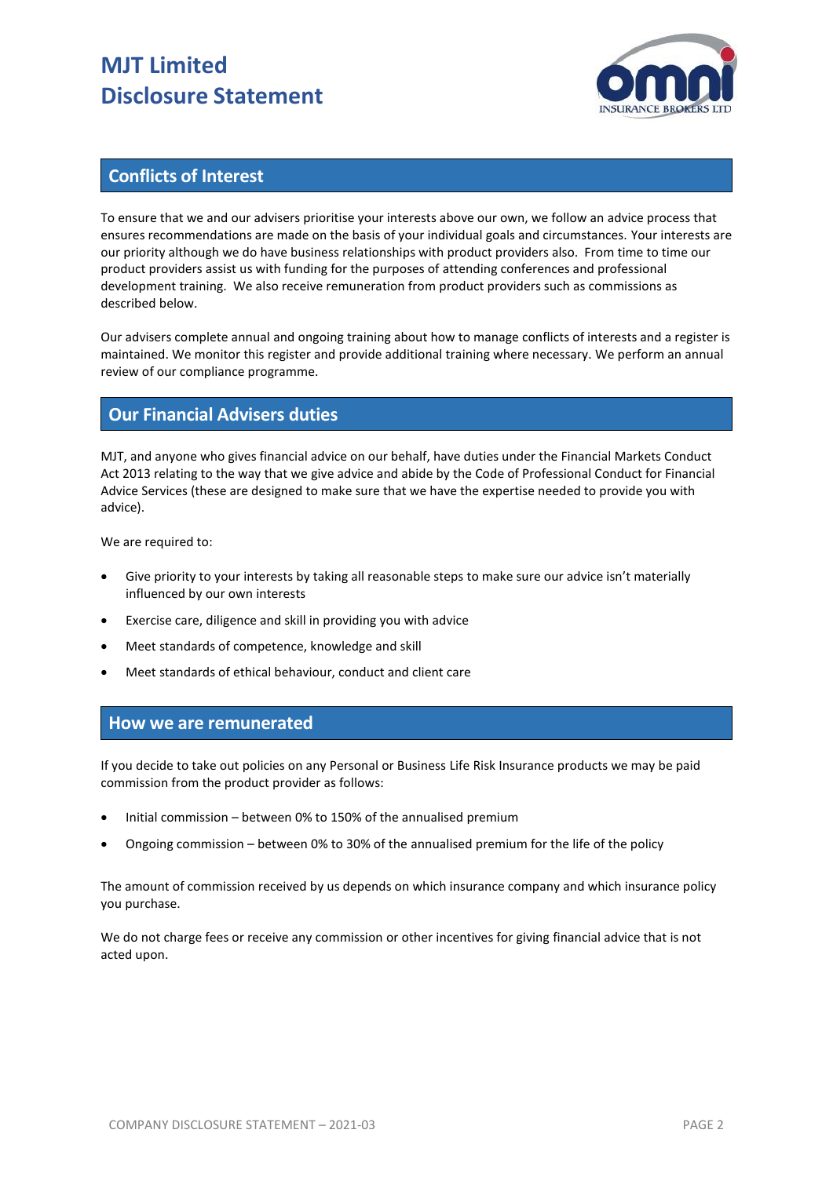# MJT Limited
# Disclosure Statement

## Conflicts of Interest

To ensure that we and our advisers prioritise your interests above our own, we follow an advice process that ensures recommendations are made on the basis of your individual goals and circumstances. Your interests are our priority although we do have business relationships with product providers also. From time to time our product providers assist us with funding for the purposes of attending conferences and professional development training. We also receive remuneration from product providers such as commissions as described below.

Our advisers complete annual and ongoing training about how to manage conflicts of interests and a register is maintained. We monitor this register and provide additional training where necessary. We perform an annual review of our compliance programme.

## Our Financial Advisers duties

MJT, and anyone who gives financial advice on our behalf, have duties under the Financial Markets Conduct Act 2013 relating to the way that we give advice and abide by the Code of Professional Conduct for Financial Advice Services (these are designed to make sure that we have the expertise needed to provide you with advice).

We are required to:

- Give priority to your interests by taking all reasonable steps to make sure our advice isn't materially influenced by our own interests
- Exercise care, diligence and skill in providing you with advice
- Meet standards of competence, knowledge and skill
- Meet standards of ethical behaviour, conduct and client care

## How we are remunerated

If you decide to take out policies on any Personal or Business Life Risk Insurance products we may be paid commission from the product provider as follows:

- Initial commission – between 0% to 150% of the annualised premium
- Ongoing commission – between 0% to 30% of the annualised premium for the life of the policy

The amount of commission received by us depends on which insurance company and which insurance policy you purchase.

We do not charge fees or receive any commission or other incentives for giving financial advice that is not acted upon.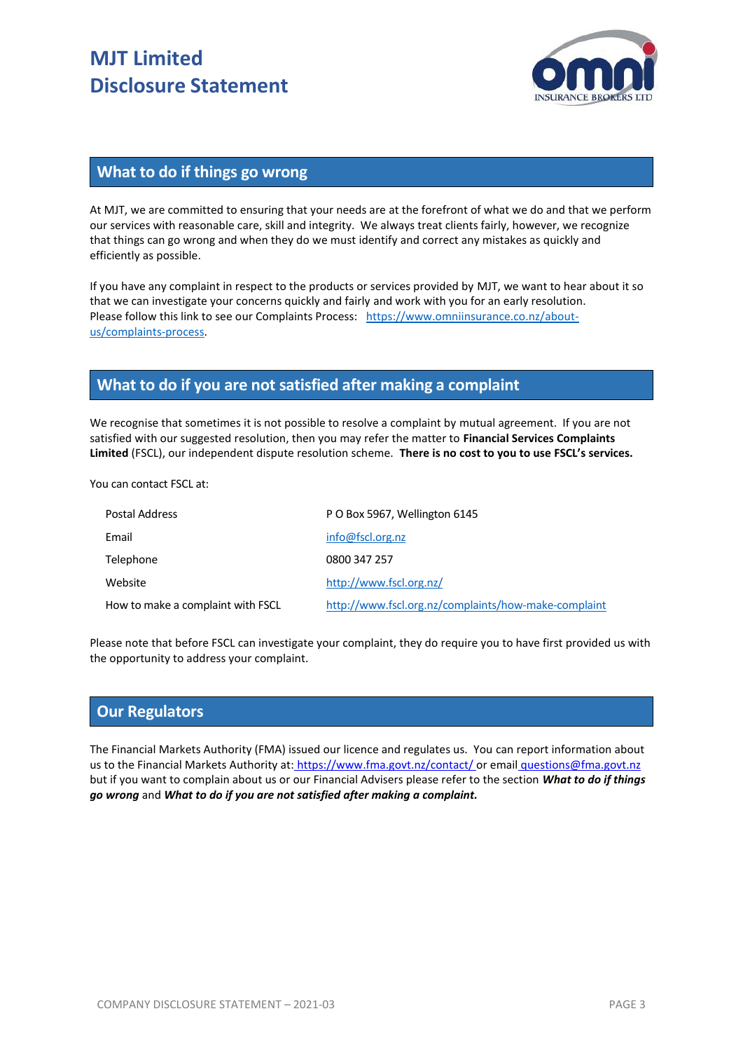# MJT Limited
# Disclosure Statement

## What to do if things go wrong

At MJT, we are committed to ensuring that your needs are at the forefront of what we do and that we perform our services with reasonable care, skill and integrity. We always treat clients fairly, however, we recognize that things can go wrong and when they do we must identify and correct any mistakes as quickly and efficiently as possible.

If you have any complaint in respect to the products or services provided by MJT, we want to hear about it so that we can investigate your concerns quickly and fairly and work with you for an early resolution. Please follow this link to see our Complaints Process: https://www.omniinsurance.co.nz/about-us/complaints-process.

## What to do if you are not satisfied after making a complaint

We recognise that sometimes it is not possible to resolve a complaint by mutual agreement. If you are not satisfied with our suggested resolution, then you may refer the matter to **Financial Services Complaints Limited** (FSCL), our independent dispute resolution scheme. **There is no cost to you to use FSCL's services.**

You can contact FSCL at:

| | |
|---|---|
| Postal Address | P O Box 5967, Wellington 6145 |
| Email | info@fscl.org.nz |
| Telephone | 0800 347 257 |
| Website | http://www.fscl.org.nz/ |
| How to make a complaint with FSCL | http://www.fscl.org.nz/complaints/how-make-complaint |

Please note that before FSCL can investigate your complaint, they do require you to have first provided us with the opportunity to address your complaint.

## Our Regulators

The Financial Markets Authority (FMA) issued our licence and regulates us. You can report information about us to the Financial Markets Authority at: https://www.fma.govt.nz/contact/ or email questions@fma.govt.nz but if you want to complain about us or our Financial Advisers please refer to the section ***What to do if things go wrong*** and ***What to do if you are not satisfied after making a complaint.***